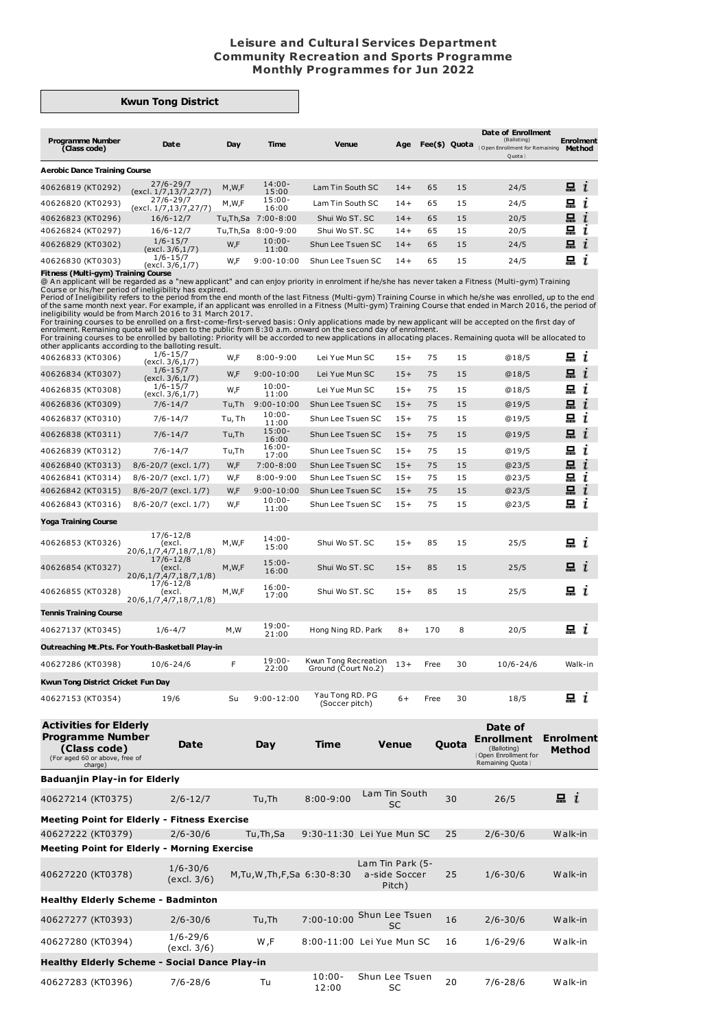# Leisure and Cultural Services Department
## Community Recreation and Sports Programme
## Monthly Programmes for Jun 2022

### Kwun Tong District

| Programme Number (Class code) | Date | Day | Time | Venue | Age | Fee($) | Quota | Date of Enrollment (Balloting) (Open Enrollment for Remaining Quota) | Enrolment Method |
|---|---|---|---|---|---|---|---|---|---|
| **Aerobic Dance Training Course** | | | | | | | | | |
| 40626819 (KT0292) | 27/6-29/7 (excl. 1/7,13/7,27/7) | M,W,F | 14:00-15:00 | Lam Tin South SC | 14+ | 65 | 15 | 24/5 | 💻 i |
| 40626820 (KT0293) | 27/6-29/7 (excl. 1/7,13/7,27/7) | M,W,F | 15:00-16:00 | Lam Tin South SC | 14+ | 65 | 15 | 24/5 | 💻 i |
| 40626823 (KT0296) | 16/6-12/7 | Tu,Th,Sa | 7:00-8:00 | Shui Wo ST. SC | 14+ | 65 | 15 | 20/5 | 💻 i |
| 40626824 (KT0297) | 16/6-12/7 | Tu,Th,Sa | 8:00-9:00 | Shui Wo ST. SC | 14+ | 65 | 15 | 20/5 | 💻 i |
| 40626829 (KT0302) | 1/6-15/7 (excl. 3/6,1/7) | W,F | 10:00-11:00 | Shun Lee Tsuen SC | 14+ | 65 | 15 | 24/5 | 💻 i |
| 40626830 (KT0303) | 1/6-15/7 (excl. 3/6,1/7) | W,F | 9:00-10:00 | Shun Lee Tsuen SC | 14+ | 65 | 15 | 24/5 | 💻 i |

**Fitness (Multi-gym) Training Course**

@ An applicant will be regarded as a "new applicant" and can enjoy priority in enrolment if he/she has never taken a Fitness (Multi-gym) Training Course or his/her period of ineligibility has expired.
Period of Ineligibility refers to the period from the end month of the last Fitness (Multi-gym) Training Course in which he/she was enrolled, up to the end of the same month next year. For example, if an applicant was enrolled in a Fitness (Multi-gym) Training Course that ended in March 2016, the period of ineligibility would be from March 2016 to 31 March 2017.
For training courses to be enrolled on a first-come-first-served basis: Only applications made by new applicant will be accepted on the first day of enrolment. Remaining quota will be open to the public from 8:30 a.m. onward on the second day of enrolment.
For training courses to be enrolled by balloting: Priority will be accorded to new applications in allocating places. Remaining quota will be allocated to other applicants according to the balloting result.

| Programme Number (Class code) | Date | Day | Time | Venue | Age | Fee($) | Quota | Date of Enrollment (Balloting) (Open Enrollment for Remaining Quota) | Enrolment Method |
|---|---|---|---|---|---|---|---|---|---|
| 40626833 (KT0306) | 1/6-15/7 (excl. 3/6,1/7) | W,F | 8:00-9:00 | Lei Yue Mun SC | 15+ | 75 | 15 | @18/5 | 💻 i |
| 40626834 (KT0307) | 1/6-15/7 (excl. 3/6,1/7) | W,F | 9:00-10:00 | Lei Yue Mun SC | 15+ | 75 | 15 | @18/5 | 💻 i |
| 40626835 (KT0308) | 1/6-15/7 (excl. 3/6,1/7) | W,F | 10:00-11:00 | Lei Yue Mun SC | 15+ | 75 | 15 | @18/5 | 💻 i |
| 40626836 (KT0309) | 7/6-14/7 | Tu,Th | 9:00-10:00 | Shun Lee Tsuen SC | 15+ | 75 | 15 | @19/5 | 💻 i |
| 40626837 (KT0310) | 7/6-14/7 | Tu, Th | 10:00-11:00 | Shun Lee Tsuen SC | 15+ | 75 | 15 | @19/5 | 💻 i |
| 40626838 (KT0311) | 7/6-14/7 | Tu,Th | 15:00-16:00 | Shun Lee Tsuen SC | 15+ | 75 | 15 | @19/5 | 💻 i |
| 40626839 (KT0312) | 7/6-14/7 | Tu,Th | 16:00-17:00 | Shun Lee Tsuen SC | 15+ | 75 | 15 | @19/5 | 💻 i |
| 40626840 (KT0313) | 8/6-20/7 (excl. 1/7) | W,F | 7:00-8:00 | Shun Lee Tsuen SC | 15+ | 75 | 15 | @23/5 | 💻 i |
| 40626841 (KT0314) | 8/6-20/7 (excl. 1/7) | W,F | 8:00-9:00 | Shun Lee Tsuen SC | 15+ | 75 | 15 | @23/5 | 💻 i |
| 40626842 (KT0315) | 8/6-20/7 (excl. 1/7) | W,F | 9:00-10:00 | Shun Lee Tsuen SC | 15+ | 75 | 15 | @23/5 | 💻 i |
| 40626843 (KT0316) | 8/6-20/7 (excl. 1/7) | W,F | 10:00-11:00 | Shun Lee Tsuen SC | 15+ | 75 | 15 | @23/5 | 💻 i |
| **Yoga Training Course** | | | | | | | | | |
| 40626853 (KT0326) | 17/6-12/8 (excl. 20/6,1/7,4/7,18/7,1/8) | M,W,F | 14:00-15:00 | Shui Wo ST. SC | 15+ | 85 | 15 | 25/5 | 💻 i |
| 40626854 (KT0327) | 17/6-12/8 (excl. 20/6,1/7,4/7,18/7,1/8) | M,W,F | 15:00-16:00 | Shui Wo ST. SC | 15+ | 85 | 15 | 25/5 | 💻 i |
| 40626855 (KT0328) | 17/6-12/8 (excl. 20/6,1/7,4/7,18/7,1/8) | M,W,F | 16:00-17:00 | Shui Wo ST. SC | 15+ | 85 | 15 | 25/5 | 💻 i |
| **Tennis Training Course** | | | | | | | | | |
| 40627137 (KT0345) | 1/6-4/7 | M,W | 19:00-21:00 | Hong Ning RD. Park | 8+ | 170 | 8 | 20/5 | 💻 i |
| **Outreaching Mt.Pts. For Youth-Basketball Play-in** | | | | | | | | | |
| 40627286 (KT0398) | 10/6-24/6 | F | 19:00-22:00 | Kwun Tong Recreation Ground (Court No.2) | 13+ | Free | 30 | 10/6-24/6 | Walk-in |
| **Kwun Tong District Cricket Fun Day** | | | | | | | | | |
| 40627153 (KT0354) | 19/6 | Su | 9:00-12:00 | Yau Tong RD. PG (Soccer pitch) | 6+ | Free | 30 | 18/5 | 💻 i |

### Activities for Elderly

| Programme Number (Class code) (For aged 60 or above, free of charge) | Date | Day | Time | Venue | Quota | Date of Enrollment (Balloting) (Open Enrollment for Remaining Quota) | Enrolment Method |
|---|---|---|---|---|---|---|---|
| **Baduanjin Play-in for Elderly** | | | | | | | |
| 40627214 (KT0375) | 2/6-12/7 | Tu,Th | 8:00-9:00 | Lam Tin South SC | 30 | 26/5 | 💻 i |
| **Meeting Point for Elderly - Fitness Exercise** | | | | | | | |
| 40627222 (KT0379) | 2/6-30/6 | Tu,Th,Sa | 9:30-11:30 | Lei Yue Mun SC | 25 | 2/6-30/6 | Walk-in |
| **Meeting Point for Elderly - Morning Exercise** | | | | | | | |
| 40627220 (KT0378) | 1/6-30/6 (excl. 3/6) | M,Tu,W,Th,F,Sa | 6:30-8:30 | Lam Tin Park (5-a-side Soccer Pitch) | 25 | 1/6-30/6 | Walk-in |
| **Healthy Elderly Scheme - Badminton** | | | | | | | |
| 40627277 (KT0393) | 2/6-30/6 | Tu,Th | 7:00-10:00 | Shun Lee Tsuen SC | 16 | 2/6-30/6 | Walk-in |
| 40627280 (KT0394) | 1/6-29/6 (excl. 3/6) | W,F | 8:00-11:00 | Lei Yue Mun SC | 16 | 1/6-29/6 | Walk-in |
| **Healthy Elderly Scheme - Social Dance Play-in** | | | | | | | |
| 40627283 (KT0396) | 7/6-28/6 | Tu | 10:00-12:00 | Shun Lee Tsuen SC | 20 | 7/6-28/6 | Walk-in |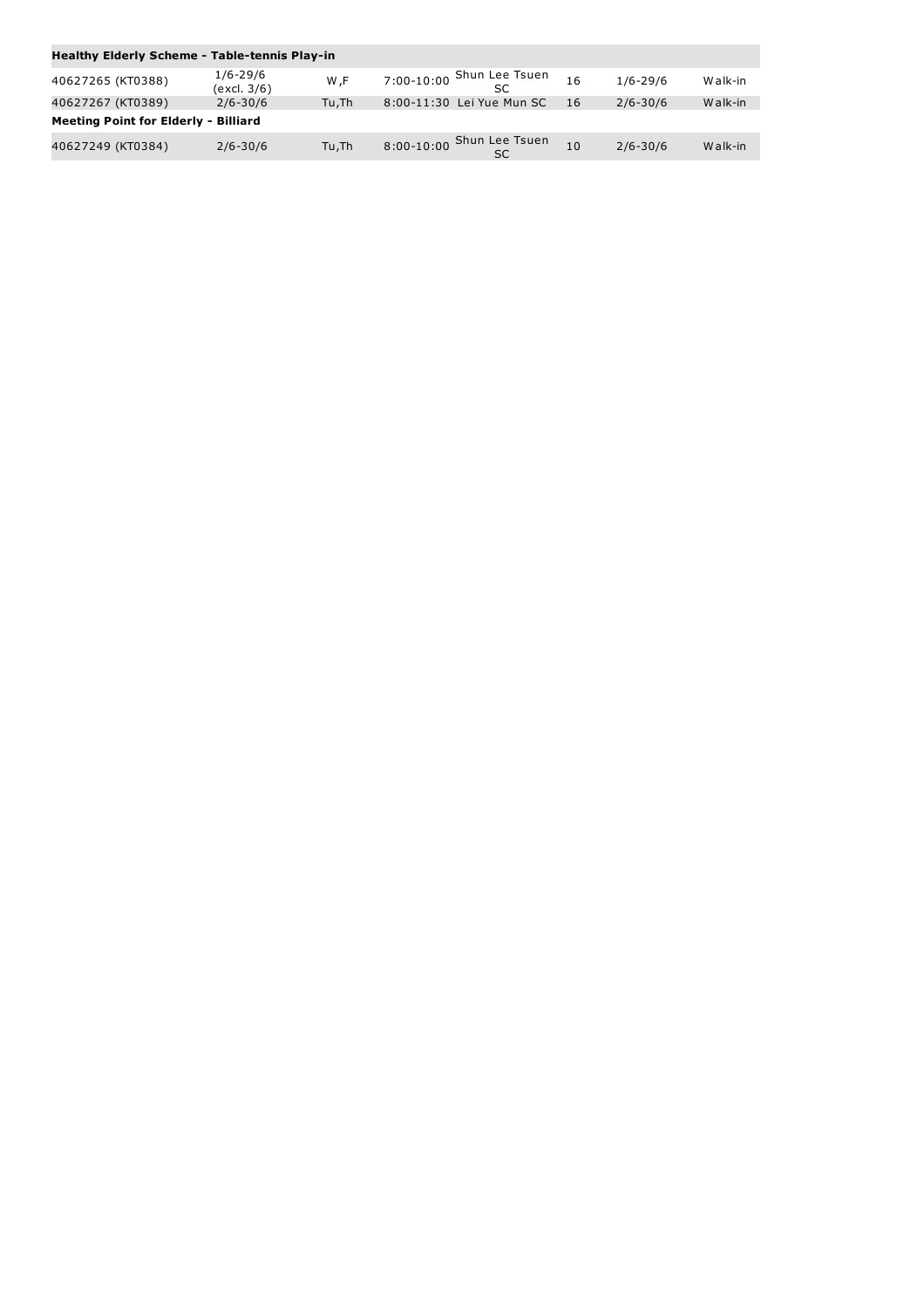| | | | | | | | |
|---|---|---|---|---|---|---|---|
| **Healthy Elderly Scheme - Table-tennis Play-in** | | | | | | | |
| 40627265 (KT0388) | 1/6-29/6 (excl. 3/6) | W,F | 7:00-10:00 | Shun Lee Tsuen SC | 16 | 1/6-29/6 | Walk-in |
| 40627267 (KT0389) | 2/6-30/6 | Tu,Th | 8:00-11:30 | Lei Yue Mun SC | 16 | 2/6-30/6 | Walk-in |
| **Meeting Point for Elderly - Billiard** | | | | | | | |
| 40627249 (KT0384) | 2/6-30/6 | Tu,Th | 8:00-10:00 | Shun Lee Tsuen SC | 10 | 2/6-30/6 | Walk-in |